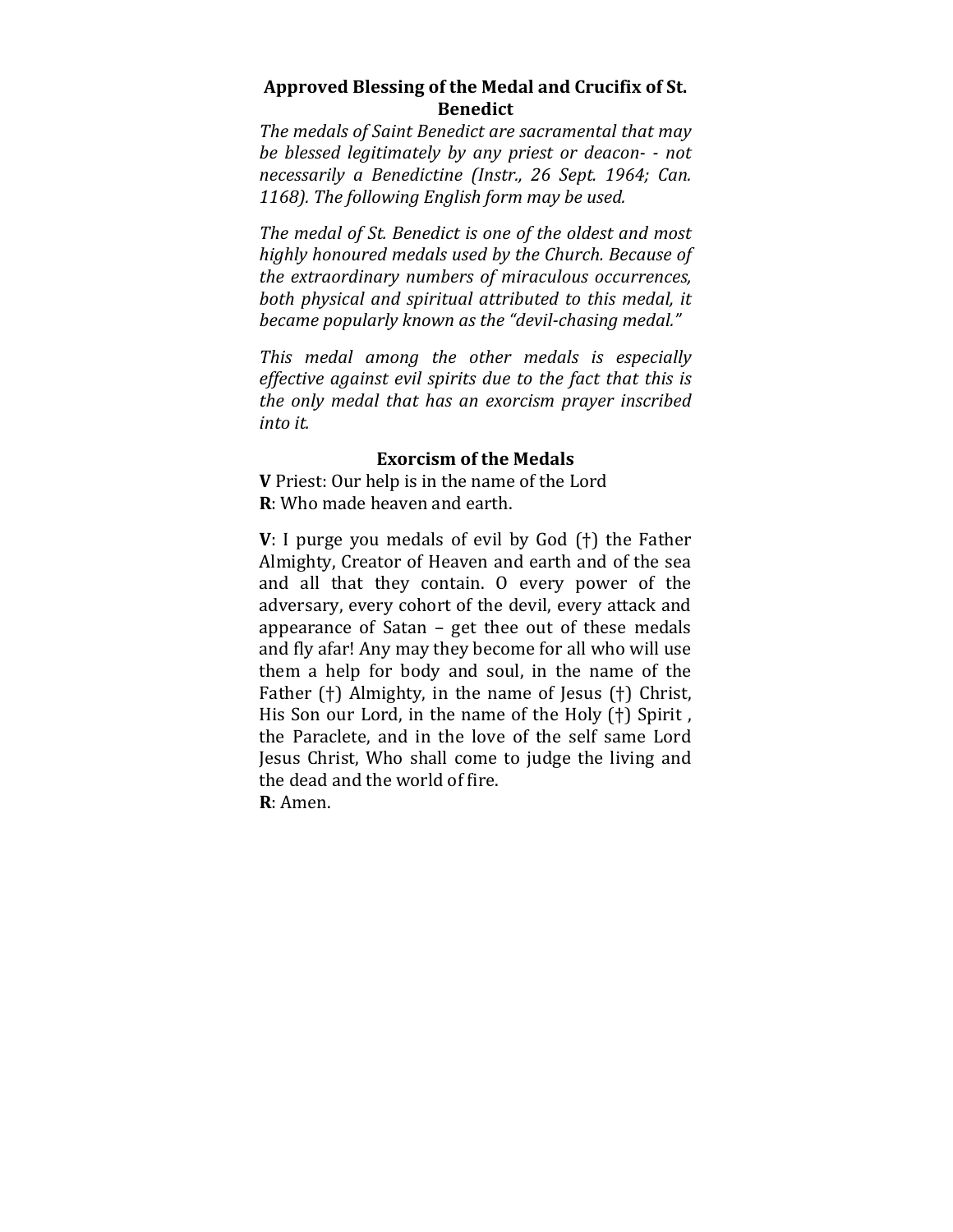## Approved Blessing of the Medal and Crucifix of St. Benedict

*The medals of Saint Benedict are sacramental that may be blessed legitimately by any priest or deacon- - not necessarily a Benedictine (Instr., 26 Sept. 1964; Can. 1168). The following English form may be used.*

*The medal of St. Benedict is one of the oldest and most highly honoured medals used by the Church. Because of the extraordinary numbers of miraculous occurrences, both physical and spiritual attributed to this medal, it became popularly known as the "devil-chasing medal."*

*This medal among the other medals is especially effective against evil spirits due to the fact that this is the only medal that has an exorcism prayer inscribed into it.*

### Exorcism of the Medals

**V** Priest: Our help is in the name of the Lord
**R**: Who made heaven and earth.

**V**: I purge you medals of evil by God (†) the Father Almighty, Creator of Heaven and earth and of the sea and all that they contain. O every power of the adversary, every cohort of the devil, every attack and appearance of Satan – get thee out of these medals and fly afar! Any may they become for all who will use them a help for body and soul, in the name of the Father (†) Almighty, in the name of Jesus (†) Christ, His Son our Lord, in the name of the Holy (†) Spirit , the Paraclete, and in the love of the self same Lord Jesus Christ, Who shall come to judge the living and the dead and the world of fire.
**R**: Amen.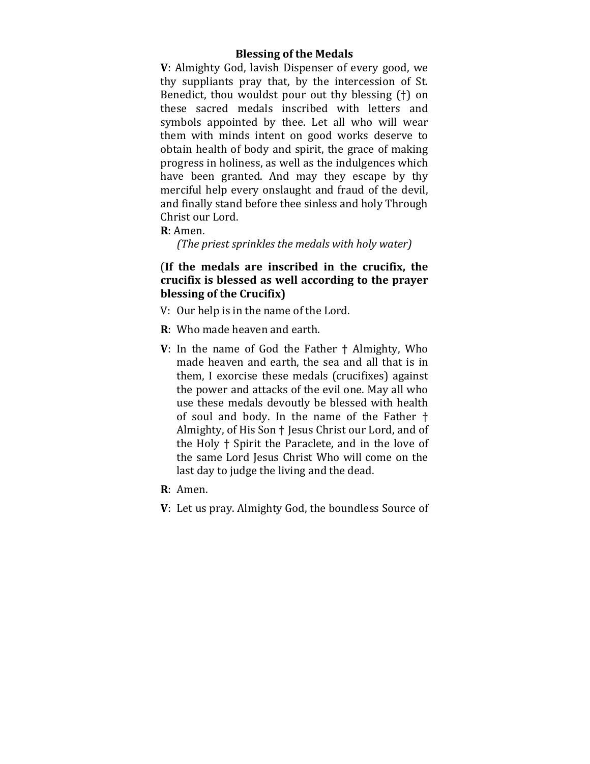### Blessing of the Medals

**V**: Almighty God, lavish Dispenser of every good, we thy suppliants pray that, by the intercession of St. Benedict, thou wouldst pour out thy blessing (†) on these sacred medals inscribed with letters and symbols appointed by thee. Let all who will wear them with minds intent on good works deserve to obtain health of body and spirit, the grace of making progress in holiness, as well as the indulgences which have been granted. And may they escape by thy merciful help every onslaught and fraud of the devil, and finally stand before thee sinless and holy Through Christ our Lord.

**R**: Amen.

*(The priest sprinkles the medals with holy water)*

(**If the medals are inscribed in the crucifix, the crucifix is blessed as well according to the prayer blessing of the Crucifix)**

V: Our help is in the name of the Lord.

**R**: Who made heaven and earth.

**V**: In the name of God the Father † Almighty, Who made heaven and earth, the sea and all that is in them, I exorcise these medals (crucifixes) against the power and attacks of the evil one. May all who use these medals devoutly be blessed with health of soul and body. In the name of the Father † Almighty, of His Son † Jesus Christ our Lord, and of the Holy † Spirit the Paraclete, and in the love of the same Lord Jesus Christ Who will come on the last day to judge the living and the dead.

**R**: Amen.

**V**: Let us pray. Almighty God, the boundless Source of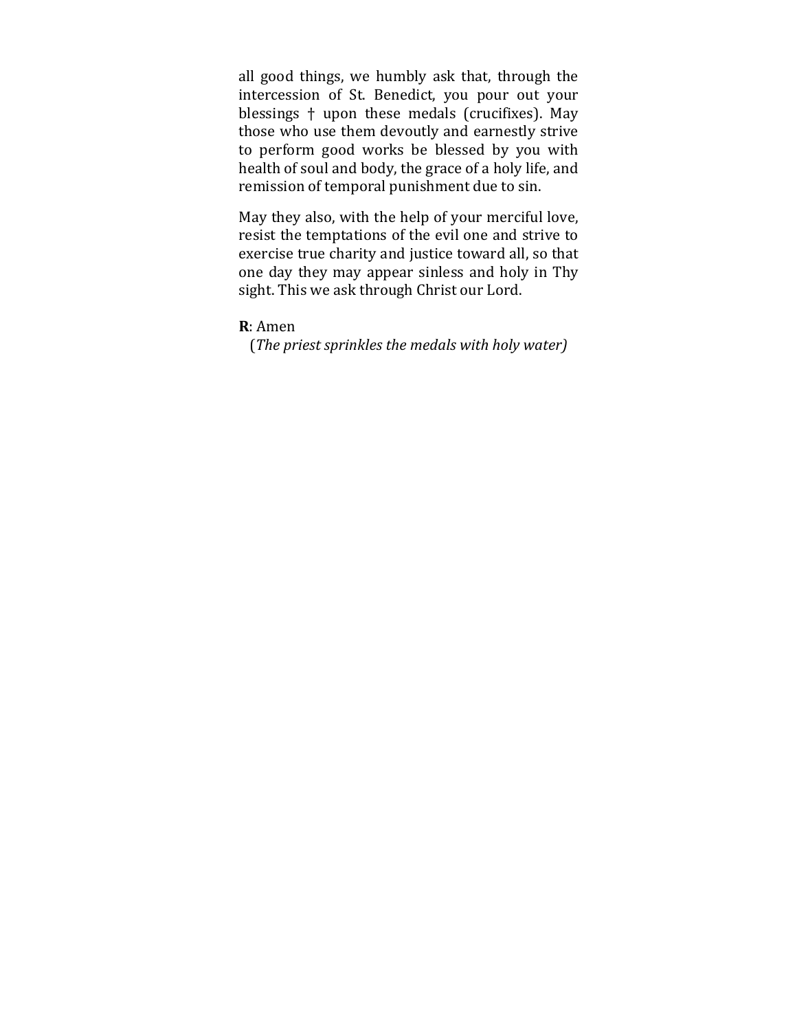all good things, we humbly ask that, through the intercession of St. Benedict, you pour out your blessings † upon these medals (crucifixes). May those who use them devoutly and earnestly strive to perform good works be blessed by you with health of soul and body, the grace of a holy life, and remission of temporal punishment due to sin.

May they also, with the help of your merciful love, resist the temptations of the evil one and strive to exercise true charity and justice toward all, so that one day they may appear sinless and holy in Thy sight. This we ask through Christ our Lord.

**R**: Amen
(*The priest sprinkles the medals with holy water)*